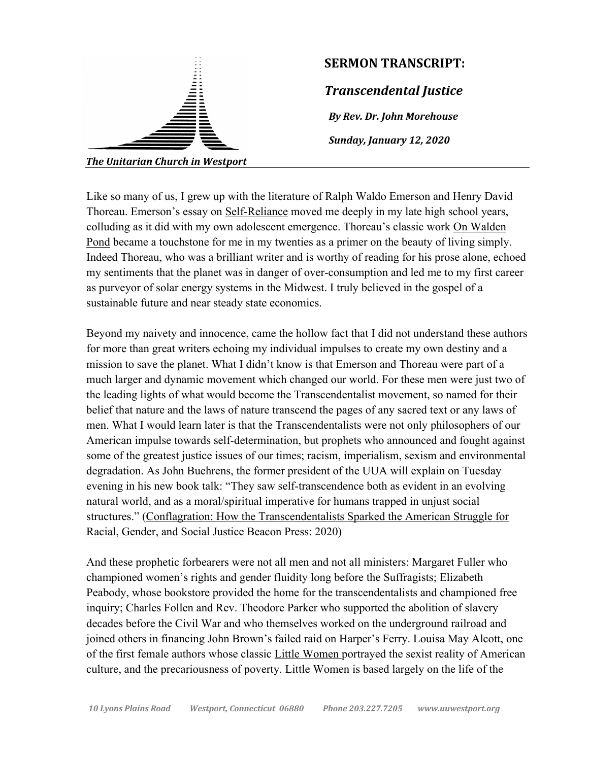The Unitarian Church in Westport

# SERMON TRANSCRIPT:

## *Transcendental Justice*

***By Rev. Dr. John Morehouse***

***Sunday, January 12, 2020***

Like so many of us, I grew up with the literature of Ralph Waldo Emerson and Henry David Thoreau. Emerson's essay on Self-Reliance moved me deeply in my late high school years, colluding as it did with my own adolescent emergence. Thoreau's classic work On Walden Pond became a touchstone for me in my twenties as a primer on the beauty of living simply. Indeed Thoreau, who was a brilliant writer and is worthy of reading for his prose alone, echoed my sentiments that the planet was in danger of over-consumption and led me to my first career as purveyor of solar energy systems in the Midwest. I truly believed in the gospel of a sustainable future and near steady state economics.

Beyond my naivety and innocence, came the hollow fact that I did not understand these authors for more than great writers echoing my individual impulses to create my own destiny and a mission to save the planet. What I didn't know is that Emerson and Thoreau were part of a much larger and dynamic movement which changed our world. For these men were just two of the leading lights of what would become the Transcendentalist movement, so named for their belief that nature and the laws of nature transcend the pages of any sacred text or any laws of men. What I would learn later is that the Transcendentalists were not only philosophers of our American impulse towards self-determination, but prophets who announced and fought against some of the greatest justice issues of our times; racism, imperialism, sexism and environmental degradation. As John Buehrens, the former president of the UUA will explain on Tuesday evening in his new book talk: "They saw self-transcendence both as evident in an evolving natural world, and as a moral/spiritual imperative for humans trapped in unjust social structures." (Conflagration: How the Transcendentalists Sparked the American Struggle for Racial, Gender, and Social Justice Beacon Press: 2020)

And these prophetic forbearers were not all men and not all ministers: Margaret Fuller who championed women's rights and gender fluidity long before the Suffragists; Elizabeth Peabody, whose bookstore provided the home for the transcendentalists and championed free inquiry; Charles Follen and Rev. Theodore Parker who supported the abolition of slavery decades before the Civil War and who themselves worked on the underground railroad and joined others in financing John Brown's failed raid on Harper's Ferry. Louisa May Alcott, one of the first female authors whose classic Little Women portrayed the sexist reality of American culture, and the precariousness of poverty. Little Women is based largely on the life of the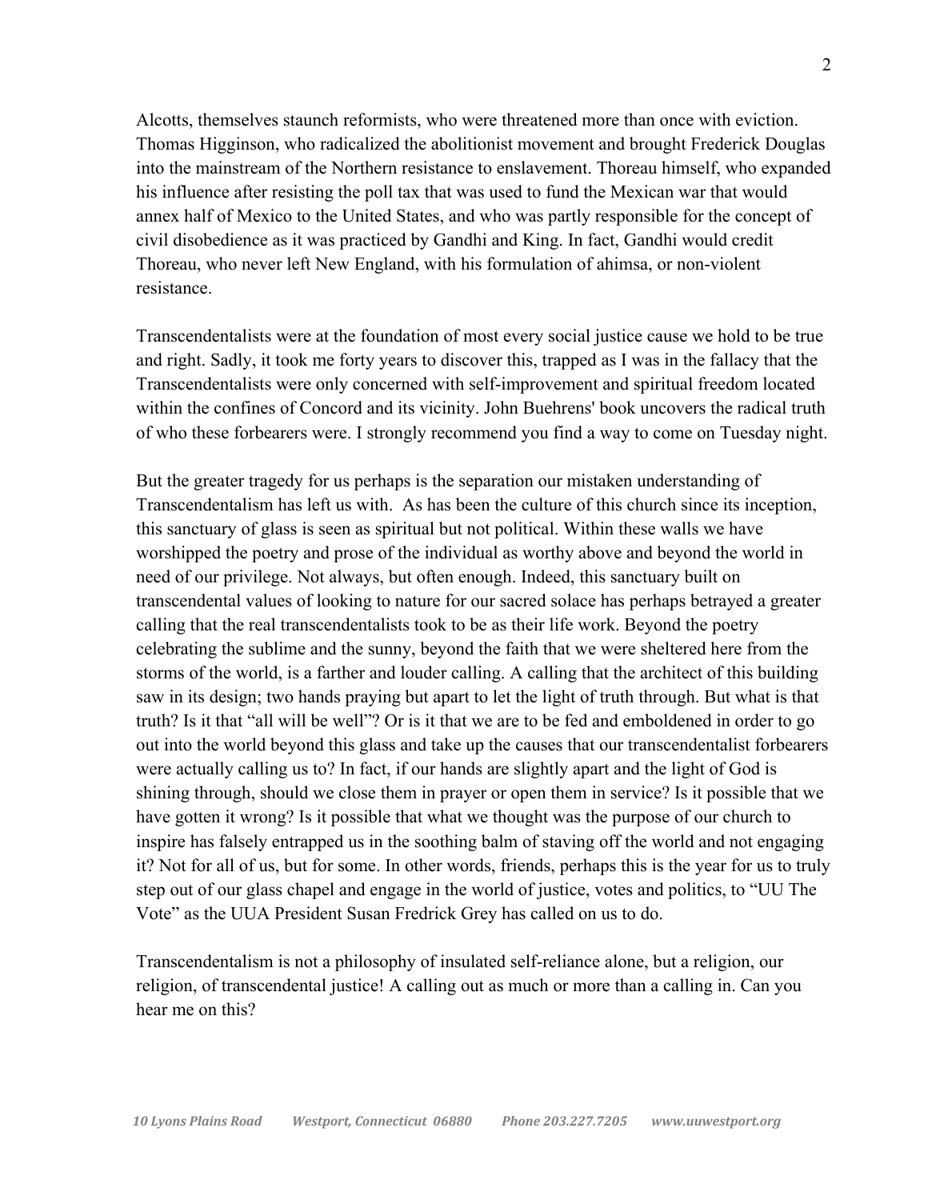Alcotts, themselves staunch reformists, who were threatened more than once with eviction. Thomas Higginson, who radicalized the abolitionist movement and brought Frederick Douglas into the mainstream of the Northern resistance to enslavement. Thoreau himself, who expanded his influence after resisting the poll tax that was used to fund the Mexican war that would annex half of Mexico to the United States, and who was partly responsible for the concept of civil disobedience as it was practiced by Gandhi and King. In fact, Gandhi would credit Thoreau, who never left New England, with his formulation of ahimsa, or non-violent resistance.

Transcendentalists were at the foundation of most every social justice cause we hold to be true and right. Sadly, it took me forty years to discover this, trapped as I was in the fallacy that the Transcendentalists were only concerned with self-improvement and spiritual freedom located within the confines of Concord and its vicinity. John Buehrens' book uncovers the radical truth of who these forbearers were. I strongly recommend you find a way to come on Tuesday night.

But the greater tragedy for us perhaps is the separation our mistaken understanding of Transcendentalism has left us with. As has been the culture of this church since its inception, this sanctuary of glass is seen as spiritual but not political. Within these walls we have worshipped the poetry and prose of the individual as worthy above and beyond the world in need of our privilege. Not always, but often enough. Indeed, this sanctuary built on transcendental values of looking to nature for our sacred solace has perhaps betrayed a greater calling that the real transcendentalists took to be as their life work. Beyond the poetry celebrating the sublime and the sunny, beyond the faith that we were sheltered here from the storms of the world, is a farther and louder calling. A calling that the architect of this building saw in its design; two hands praying but apart to let the light of truth through. But what is that truth? Is it that "all will be well"? Or is it that we are to be fed and emboldened in order to go out into the world beyond this glass and take up the causes that our transcendentalist forbearers were actually calling us to? In fact, if our hands are slightly apart and the light of God is shining through, should we close them in prayer or open them in service? Is it possible that we have gotten it wrong? Is it possible that what we thought was the purpose of our church to inspire has falsely entrapped us in the soothing balm of staving off the world and not engaging it? Not for all of us, but for some. In other words, friends, perhaps this is the year for us to truly step out of our glass chapel and engage in the world of justice, votes and politics, to "UU The Vote" as the UUA President Susan Fredrick Grey has called on us to do.

Transcendentalism is not a philosophy of insulated self-reliance alone, but a religion, our religion, of transcendental justice! A calling out as much or more than a calling in. Can you hear me on this?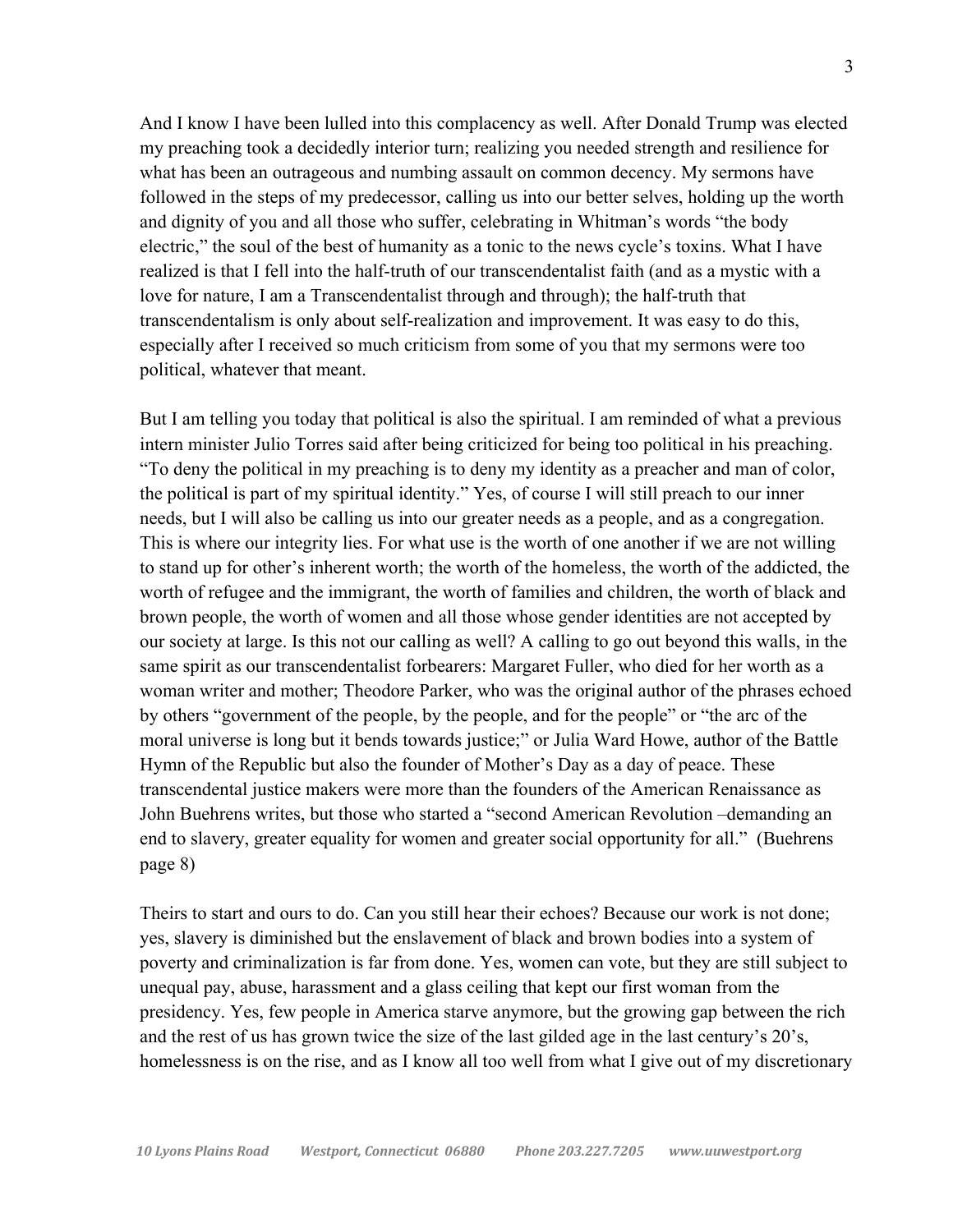And I know I have been lulled into this complacency as well. After Donald Trump was elected my preaching took a decidedly interior turn; realizing you needed strength and resilience for what has been an outrageous and numbing assault on common decency. My sermons have followed in the steps of my predecessor, calling us into our better selves, holding up the worth and dignity of you and all those who suffer, celebrating in Whitman's words "the body electric," the soul of the best of humanity as a tonic to the news cycle's toxins. What I have realized is that I fell into the half-truth of our transcendentalist faith (and as a mystic with a love for nature, I am a Transcendentalist through and through); the half-truth that transcendentalism is only about self-realization and improvement. It was easy to do this, especially after I received so much criticism from some of you that my sermons were too political, whatever that meant.

But I am telling you today that political is also the spiritual. I am reminded of what a previous intern minister Julio Torres said after being criticized for being too political in his preaching. "To deny the political in my preaching is to deny my identity as a preacher and man of color, the political is part of my spiritual identity." Yes, of course I will still preach to our inner needs, but I will also be calling us into our greater needs as a people, and as a congregation. This is where our integrity lies. For what use is the worth of one another if we are not willing to stand up for other's inherent worth; the worth of the homeless, the worth of the addicted, the worth of refugee and the immigrant, the worth of families and children, the worth of black and brown people, the worth of women and all those whose gender identities are not accepted by our society at large. Is this not our calling as well? A calling to go out beyond this walls, in the same spirit as our transcendentalist forbearers: Margaret Fuller, who died for her worth as a woman writer and mother; Theodore Parker, who was the original author of the phrases echoed by others "government of the people, by the people, and for the people" or "the arc of the moral universe is long but it bends towards justice;" or Julia Ward Howe, author of the Battle Hymn of the Republic but also the founder of Mother's Day as a day of peace. These transcendental justice makers were more than the founders of the American Renaissance as John Buehrens writes, but those who started a "second American Revolution –demanding an end to slavery, greater equality for women and greater social opportunity for all." (Buehrens page 8)

Theirs to start and ours to do. Can you still hear their echoes? Because our work is not done; yes, slavery is diminished but the enslavement of black and brown bodies into a system of poverty and criminalization is far from done. Yes, women can vote, but they are still subject to unequal pay, abuse, harassment and a glass ceiling that kept our first woman from the presidency. Yes, few people in America starve anymore, but the growing gap between the rich and the rest of us has grown twice the size of the last gilded age in the last century's 20's, homelessness is on the rise, and as I know all too well from what I give out of my discretionary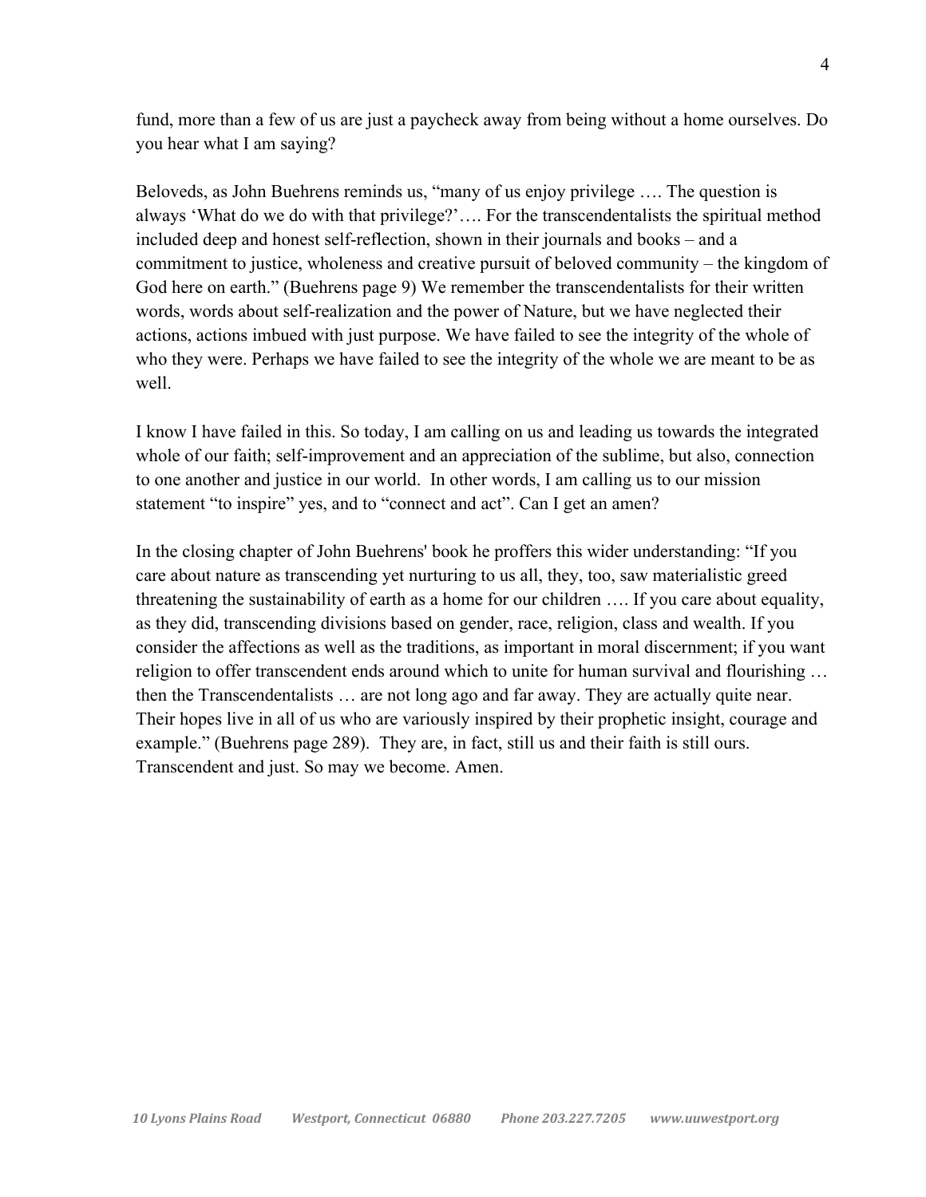fund, more than a few of us are just a paycheck away from being without a home ourselves. Do you hear what I am saying?

Beloveds, as John Buehrens reminds us, "many of us enjoy privilege …. The question is always 'What do we do with that privilege?'…. For the transcendentalists the spiritual method included deep and honest self-reflection, shown in their journals and books – and a commitment to justice, wholeness and creative pursuit of beloved community – the kingdom of God here on earth." (Buehrens page 9) We remember the transcendentalists for their written words, words about self-realization and the power of Nature, but we have neglected their actions, actions imbued with just purpose. We have failed to see the integrity of the whole of who they were. Perhaps we have failed to see the integrity of the whole we are meant to be as well.

I know I have failed in this. So today, I am calling on us and leading us towards the integrated whole of our faith; self-improvement and an appreciation of the sublime, but also, connection to one another and justice in our world. In other words, I am calling us to our mission statement "to inspire" yes, and to "connect and act". Can I get an amen?

In the closing chapter of John Buehrens' book he proffers this wider understanding: "If you care about nature as transcending yet nurturing to us all, they, too, saw materialistic greed threatening the sustainability of earth as a home for our children …. If you care about equality, as they did, transcending divisions based on gender, race, religion, class and wealth. If you consider the affections as well as the traditions, as important in moral discernment; if you want religion to offer transcendent ends around which to unite for human survival and flourishing … then the Transcendentalists … are not long ago and far away. They are actually quite near. Their hopes live in all of us who are variously inspired by their prophetic insight, courage and example." (Buehrens page 289). They are, in fact, still us and their faith is still ours. Transcendent and just. So may we become. Amen.